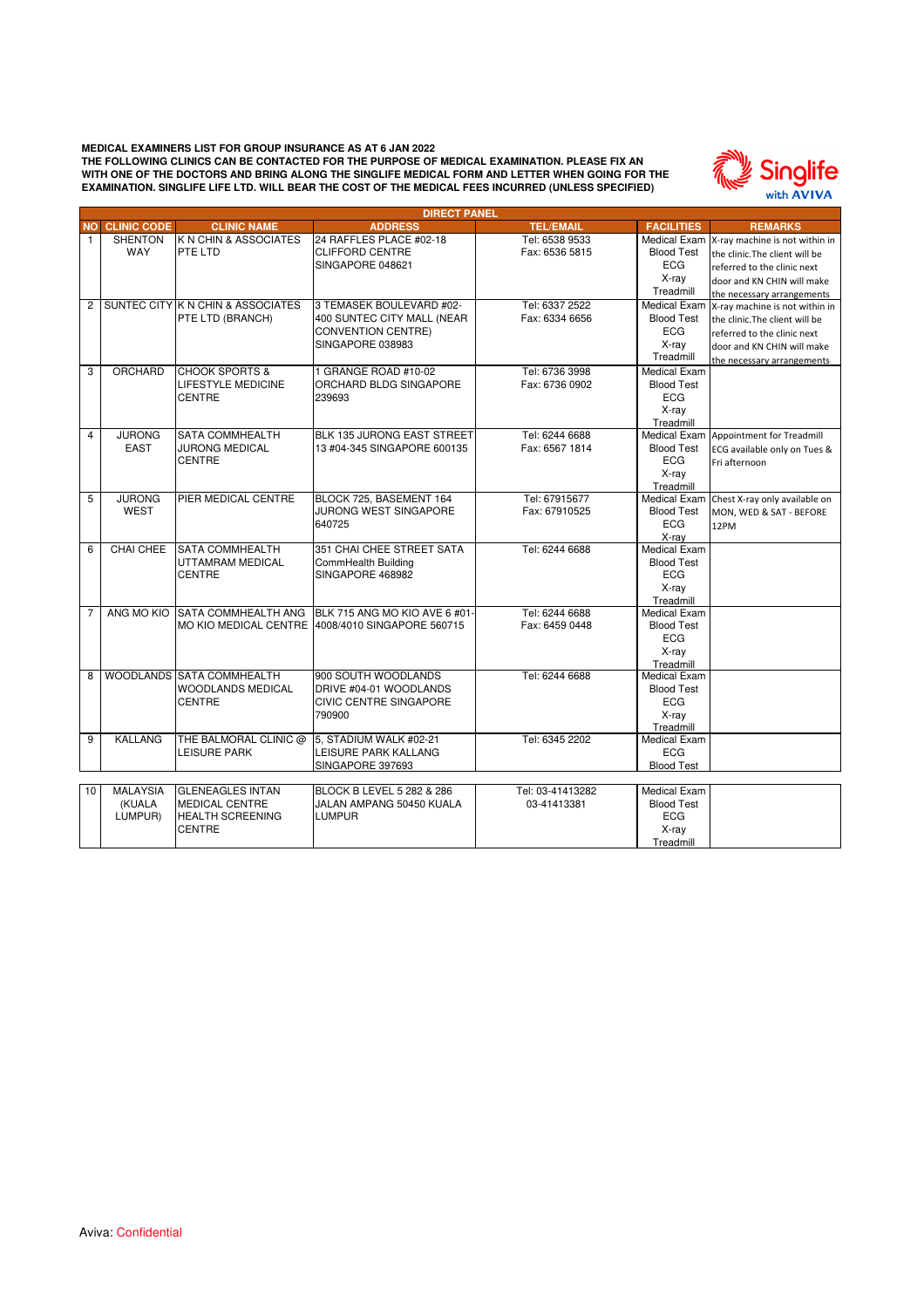**MEDICAL EXAMINERS LIST FOR GROUP INSURANCE AS AT 6 JAN 2022**
**THE FOLLOWING CLINICS CAN BE CONTACTED FOR THE PURPOSE OF MEDICAL EXAMINATION. PLEASE FIX AN WITH ONE OF THE DOCTORS AND BRING ALONG THE SINGLIFE MEDICAL FORM AND LETTER WHEN GOING FOR THE EXAMINATION. SINGLIFE LIFE LTD. WILL BEAR THE COST OF THE MEDICAL FEES INCURRED (UNLESS SPECIFIED)**

Singlife with AVIVA

| DIRECT PANEL | | | | | | |
|---|---|---|---|---|---|---|
| **NO** | **CLINIC CODE** | **CLINIC NAME** | **ADDRESS** | **TEL/EMAIL** | **FACILITIES** | **REMARKS** |
| 1 | SHENTON WAY | K N CHIN & ASSOCIATES PTE LTD | 24 RAFFLES PLACE #02-18 CLIFFORD CENTRE SINGAPORE 048621 | Tel: 6538 9533 Fax: 6536 5815 | Medical Exam Blood Test ECG X-ray Treadmill | X-ray machine is not within in the clinic.The client will be referred to the clinic next door and KN CHIN will make the necessary arrangements |
| 2 | SUNTEC CITY | K N CHIN & ASSOCIATES PTE LTD (BRANCH) | 3 TEMASEK BOULEVARD #02-400 SUNTEC CITY MALL (NEAR CONVENTION CENTRE) SINGAPORE 038983 | Tel: 6337 2522 Fax: 6334 6656 | Medical Exam Blood Test ECG X-ray Treadmill | X-ray machine is not within in the clinic.The client will be referred to the clinic next door and KN CHIN will make the necessary arrangements |
| 3 | ORCHARD | CHOOK SPORTS & LIFESTYLE MEDICINE CENTRE | 1 GRANGE ROAD #10-02 ORCHARD BLDG SINGAPORE 239693 | Tel: 6736 3998 Fax: 6736 0902 | Medical Exam Blood Test ECG X-ray Treadmill | |
| 4 | JURONG EAST | SATA COMMHEALTH JURONG MEDICAL CENTRE | BLK 135 JURONG EAST STREET 13 #04-345 SINGAPORE 600135 | Tel: 6244 6688 Fax: 6567 1814 | Medical Exam Blood Test ECG X-ray Treadmill | Appointment for Treadmill ECG available only on Tues & Fri afternoon |
| 5 | JURONG WEST | PIER MEDICAL CENTRE | BLOCK 725, BASEMENT 164 JURONG WEST SINGAPORE 640725 | Tel: 67915677 Fax: 67910525 | Medical Exam Blood Test ECG X-ray | Chest X-ray only available on MON, WED & SAT - BEFORE 12PM |
| 6 | CHAI CHEE | SATA COMMHEALTH UTTAMRAM MEDICAL CENTRE | 351 CHAI CHEE STREET SATA CommHealth Building SINGAPORE 468982 | Tel: 6244 6688 | Medical Exam Blood Test ECG X-ray Treadmill | |
| 7 | ANG MO KIO | SATA COMMHEALTH ANG MO KIO MEDICAL CENTRE | BLK 715 ANG MO KIO AVE 6 #01-4008/4010 SINGAPORE 560715 | Tel: 6244 6688 Fax: 6459 0448 | Medical Exam Blood Test ECG X-ray Treadmill | |
| 8 | WOODLANDS | SATA COMMHEALTH WOODLANDS MEDICAL CENTRE | 900 SOUTH WOODLANDS DRIVE #04-01 WOODLANDS CIVIC CENTRE SINGAPORE 790900 | Tel: 6244 6688 | Medical Exam Blood Test ECG X-ray Treadmill | |
| 9 | KALLANG | THE BALMORAL CLINIC @ LEISURE PARK | 5, STADIUM WALK #02-21 LEISURE PARK KALLANG SINGAPORE 397693 | Tel: 6345 2202 | Medical Exam ECG Blood Test | |
| 10 | MALAYSIA (KUALA LUMPUR) | GLENEAGLES INTAN MEDICAL CENTRE HEALTH SCREENING CENTRE | BLOCK B LEVEL 5 282 & 286 JALAN AMPANG 50450 KUALA LUMPUR | Tel: 03-41413282 03-41413381 | Medical Exam Blood Test ECG X-ray Treadmill | |

Aviva: Confidential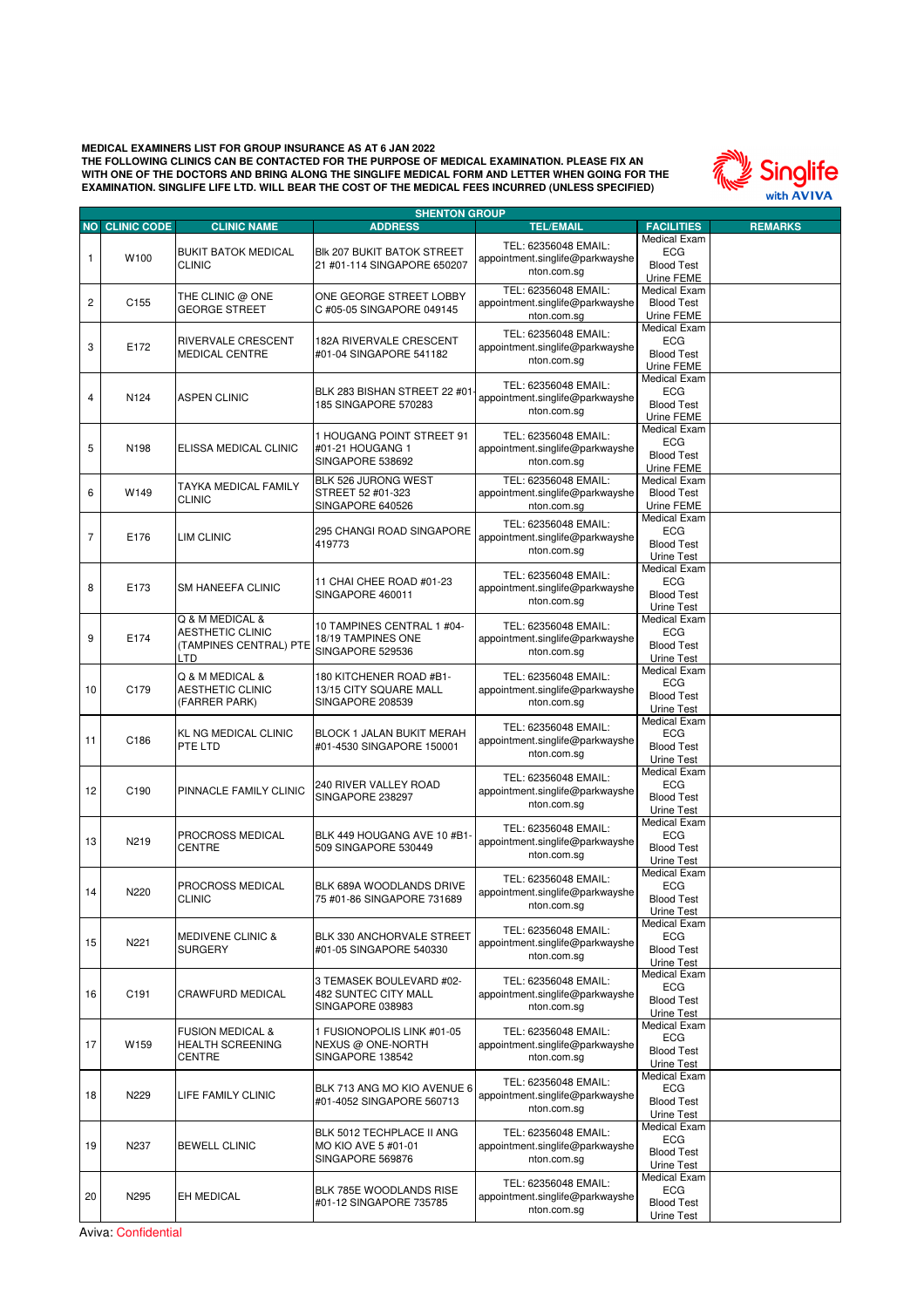**MEDICAL EXAMINERS LIST FOR GROUP INSURANCE AS AT 6 JAN 2022**
**THE FOLLOWING CLINICS CAN BE CONTACTED FOR THE PURPOSE OF MEDICAL EXAMINATION. PLEASE FIX AN WITH ONE OF THE DOCTORS AND BRING ALONG THE SINGLIFE MEDICAL FORM AND LETTER WHEN GOING FOR THE EXAMINATION. SINGLIFE LIFE LTD. WILL BEAR THE COST OF THE MEDICAL FEES INCURRED (UNLESS SPECIFIED)**

Singlife with AVIVA

| SHENTON GROUP | | | | | | |
|---|---|---|---|---|---|---|
| **NO** | **CLINIC CODE** | **CLINIC NAME** | **ADDRESS** | **TEL/EMAIL** | **FACILITIES** | **REMARKS** |
| 1 | W100 | BUKIT BATOK MEDICAL CLINIC | Blk 207 BUKIT BATOK STREET 21 #01-114 SINGAPORE 650207 | TEL: 62356048 EMAIL: appointment.singlife@parkwayshenton.com.sg | Medical Exam ECG Blood Test Urine FEME | |
| 2 | C155 | THE CLINIC @ ONE GEORGE STREET | ONE GEORGE STREET LOBBY C #05-05 SINGAPORE 049145 | TEL: 62356048 EMAIL: appointment.singlife@parkwayshenton.com.sg | Medical Exam Blood Test Urine FEME | |
| 3 | E172 | RIVERVALE CRESCENT MEDICAL CENTRE | 182A RIVERVALE CRESCENT #01-04 SINGAPORE 541182 | TEL: 62356048 EMAIL: appointment.singlife@parkwayshenton.com.sg | Medical Exam ECG Blood Test Urine FEME | |
| 4 | N124 | ASPEN CLINIC | BLK 283 BISHAN STREET 22 #01-185 SINGAPORE 570283 | TEL: 62356048 EMAIL: appointment.singlife@parkwayshenton.com.sg | Medical Exam ECG Blood Test Urine FEME | |
| 5 | N198 | ELISSA MEDICAL CLINIC | 1 HOUGANG POINT STREET 91 #01-21 HOUGANG 1 SINGAPORE 538692 | TEL: 62356048 EMAIL: appointment.singlife@parkwayshenton.com.sg | Medical Exam ECG Blood Test Urine FEME | |
| 6 | W149 | TAYKA MEDICAL FAMILY CLINIC | BLK 526 JURONG WEST STREET 52 #01-323 SINGAPORE 640526 | TEL: 62356048 EMAIL: appointment.singlife@parkwayshenton.com.sg | Medical Exam Blood Test Urine FEME | |
| 7 | E176 | LIM CLINIC | 295 CHANGI ROAD SINGAPORE 419773 | TEL: 62356048 EMAIL: appointment.singlife@parkwayshenton.com.sg | Medical Exam ECG Blood Test Urine Test | |
| 8 | E173 | SM HANEEFA CLINIC | 11 CHAI CHEE ROAD #01-23 SINGAPORE 460011 | TEL: 62356048 EMAIL: appointment.singlife@parkwayshenton.com.sg | Medical Exam ECG Blood Test Urine Test | |
| 9 | E174 | Q & M MEDICAL & AESTHETIC CLINIC (TAMPINES CENTRAL) PTE LTD | 10 TAMPINES CENTRAL 1 #04-18/19 TAMPINES ONE SINGAPORE 529536 | TEL: 62356048 EMAIL: appointment.singlife@parkwayshenton.com.sg | Medical Exam ECG Blood Test Urine Test | |
| 10 | C179 | Q & M MEDICAL & AESTHETIC CLINIC (FARRER PARK) | 180 KITCHENER ROAD #B1-13/15 CITY SQUARE MALL SINGAPORE 208539 | TEL: 62356048 EMAIL: appointment.singlife@parkwayshenton.com.sg | Medical Exam ECG Blood Test Urine Test | |
| 11 | C186 | KL NG MEDICAL CLINIC PTE LTD | BLOCK 1 JALAN BUKIT MERAH #01-4530 SINGAPORE 150001 | TEL: 62356048 EMAIL: appointment.singlife@parkwayshenton.com.sg | Medical Exam ECG Blood Test Urine Test | |
| 12 | C190 | PINNACLE FAMILY CLINIC | 240 RIVER VALLEY ROAD SINGAPORE 238297 | TEL: 62356048 EMAIL: appointment.singlife@parkwayshenton.com.sg | Medical Exam ECG Blood Test Urine Test | |
| 13 | N219 | PROCROSS MEDICAL CENTRE | BLK 449 HOUGANG AVE 10 #B1-509 SINGAPORE 530449 | TEL: 62356048 EMAIL: appointment.singlife@parkwayshenton.com.sg | Medical Exam ECG Blood Test Urine Test | |
| 14 | N220 | PROCROSS MEDICAL CLINIC | BLK 689A WOODLANDS DRIVE 75 #01-86 SINGAPORE 731689 | TEL: 62356048 EMAIL: appointment.singlife@parkwayshenton.com.sg | Medical Exam ECG Blood Test Urine Test | |
| 15 | N221 | MEDIVENE CLINIC & SURGERY | BLK 330 ANCHORVALE STREET #01-05 SINGAPORE 540330 | TEL: 62356048 EMAIL: appointment.singlife@parkwayshenton.com.sg | Medical Exam ECG Blood Test Urine Test | |
| 16 | C191 | CRAWFURD MEDICAL | 3 TEMASEK BOULEVARD #02-482 SUNTEC CITY MALL SINGAPORE 038983 | TEL: 62356048 EMAIL: appointment.singlife@parkwayshenton.com.sg | Medical Exam ECG Blood Test Urine Test | |
| 17 | W159 | FUSION MEDICAL & HEALTH SCREENING CENTRE | 1 FUSIONOPOLIS LINK #01-05 NEXUS @ ONE-NORTH SINGAPORE 138542 | TEL: 62356048 EMAIL: appointment.singlife@parkwayshenton.com.sg | Medical Exam ECG Blood Test Urine Test | |
| 18 | N229 | LIFE FAMILY CLINIC | BLK 713 ANG MO KIO AVENUE 6 #01-4052 SINGAPORE 560713 | TEL: 62356048 EMAIL: appointment.singlife@parkwayshenton.com.sg | Medical Exam ECG Blood Test Urine Test | |
| 19 | N237 | BEWELL CLINIC | BLK 5012 TECHPLACE II ANG MO KIO AVE 5 #01-01 SINGAPORE 569876 | TEL: 62356048 EMAIL: appointment.singlife@parkwayshenton.com.sg | Medical Exam ECG Blood Test Urine Test | |
| 20 | N295 | EH MEDICAL | BLK 785E WOODLANDS RISE #01-12 SINGAPORE 735785 | TEL: 62356048 EMAIL: appointment.singlife@parkwayshenton.com.sg | Medical Exam ECG Blood Test Urine Test | |

Aviva: Confidential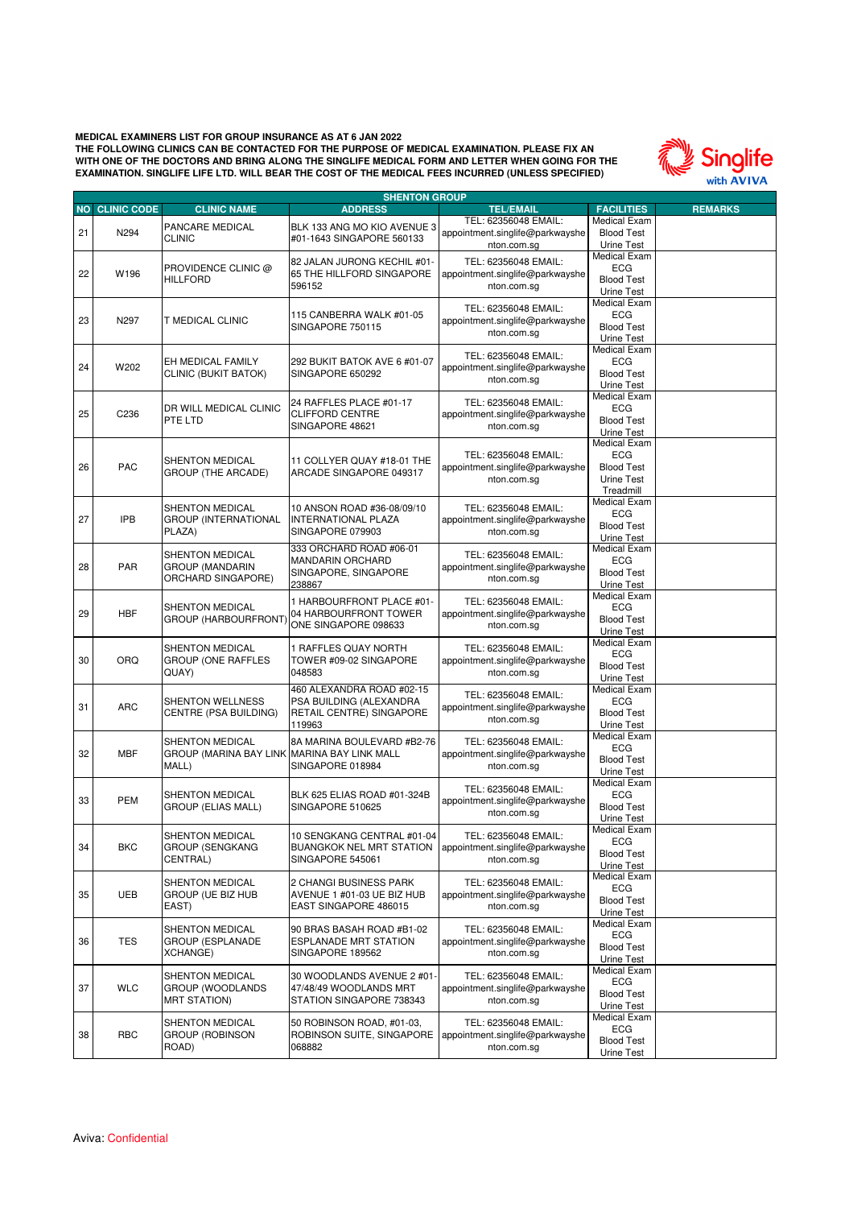**MEDICAL EXAMINERS LIST FOR GROUP INSURANCE AS AT 6 JAN 2022**
**THE FOLLOWING CLINICS CAN BE CONTACTED FOR THE PURPOSE OF MEDICAL EXAMINATION. PLEASE FIX AN WITH ONE OF THE DOCTORS AND BRING ALONG THE SINGLIFE MEDICAL FORM AND LETTER WHEN GOING FOR THE EXAMINATION. SINGLIFE LIFE LTD. WILL BEAR THE COST OF THE MEDICAL FEES INCURRED (UNLESS SPECIFIED)**

| SHENTON GROUP | | | | | | |
|---|---|---|---|---|---|---|
| NO | CLINIC CODE | CLINIC NAME | ADDRESS | TEL/EMAIL | FACILITIES | REMARKS |
| 21 | N294 | PANCARE MEDICAL CLINIC | BLK 133 ANG MO KIO AVENUE 3 #01-1643 SINGAPORE 560133 | TEL: 62356048 EMAIL: appointment.singlife@parkwayshenton.com.sg | Medical Exam<br>Blood Test<br>Urine Test | |
| 22 | W196 | PROVIDENCE CLINIC @ HILLFORD | 82 JALAN JURONG KECHIL #01-65 THE HILLFORD SINGAPORE 596152 | TEL: 62356048 EMAIL: appointment.singlife@parkwayshenton.com.sg | Medical Exam<br>ECG<br>Blood Test<br>Urine Test | |
| 23 | N297 | T MEDICAL CLINIC | 115 CANBERRA WALK #01-05 SINGAPORE 750115 | TEL: 62356048 EMAIL: appointment.singlife@parkwayshenton.com.sg | Medical Exam<br>ECG<br>Blood Test<br>Urine Test | |
| 24 | W202 | EH MEDICAL FAMILY CLINIC (BUKIT BATOK) | 292 BUKIT BATOK AVE 6 #01-07 SINGAPORE 650292 | TEL: 62356048 EMAIL: appointment.singlife@parkwayshenton.com.sg | Medical Exam<br>ECG<br>Blood Test<br>Urine Test | |
| 25 | C236 | DR WILL MEDICAL CLINIC PTE LTD | 24 RAFFLES PLACE #01-17 CLIFFORD CENTRE SINGAPORE 48621 | TEL: 62356048 EMAIL: appointment.singlife@parkwayshenton.com.sg | Medical Exam<br>ECG<br>Blood Test<br>Urine Test | |
| 26 | PAC | SHENTON MEDICAL GROUP (THE ARCADE) | 11 COLLYER QUAY #18-01 THE ARCADE SINGAPORE 049317 | TEL: 62356048 EMAIL: appointment.singlife@parkwayshenton.com.sg | Medical Exam<br>ECG<br>Blood Test<br>Urine Test<br>Treadmill | |
| 27 | IPB | SHENTON MEDICAL GROUP (INTERNATIONAL PLAZA) | 10 ANSON ROAD #36-08/09/10 INTERNATIONAL PLAZA SINGAPORE 079903 | TEL: 62356048 EMAIL: appointment.singlife@parkwayshenton.com.sg | Medical Exam<br>ECG<br>Blood Test<br>Urine Test | |
| 28 | PAR | SHENTON MEDICAL GROUP (MANDARIN ORCHARD SINGAPORE) | 333 ORCHARD ROAD #06-01 MANDARIN ORCHARD SINGAPORE, SINGAPORE 238867 | TEL: 62356048 EMAIL: appointment.singlife@parkwayshenton.com.sg | Medical Exam<br>ECG<br>Blood Test<br>Urine Test | |
| 29 | HBF | SHENTON MEDICAL GROUP (HARBOURFRONT) | 1 HARBOURFRONT PLACE #01-04 HARBOURFRONT TOWER ONE SINGAPORE 098633 | TEL: 62356048 EMAIL: appointment.singlife@parkwayshenton.com.sg | Medical Exam<br>ECG<br>Blood Test<br>Urine Test | |
| 30 | ORQ | SHENTON MEDICAL GROUP (ONE RAFFLES QUAY) | 1 RAFFLES QUAY NORTH TOWER #09-02 SINGAPORE 048583 | TEL: 62356048 EMAIL: appointment.singlife@parkwayshenton.com.sg | Medical Exam<br>ECG<br>Blood Test<br>Urine Test | |
| 31 | ARC | SHENTON WELLNESS CENTRE (PSA BUILDING) | 460 ALEXANDRA ROAD #02-15 PSA BUILDING (ALEXANDRA RETAIL CENTRE) SINGAPORE 119963 | TEL: 62356048 EMAIL: appointment.singlife@parkwayshenton.com.sg | Medical Exam<br>ECG<br>Blood Test<br>Urine Test | |
| 32 | MBF | SHENTON MEDICAL GROUP (MARINA BAY LINK MALL) | 8A MARINA BOULEVARD #B2-76 MARINA BAY LINK MALL SINGAPORE 018984 | TEL: 62356048 EMAIL: appointment.singlife@parkwayshenton.com.sg | Medical Exam<br>ECG<br>Blood Test<br>Urine Test | |
| 33 | PEM | SHENTON MEDICAL GROUP (ELIAS MALL) | BLK 625 ELIAS ROAD #01-324B SINGAPORE 510625 | TEL: 62356048 EMAIL: appointment.singlife@parkwayshenton.com.sg | Medical Exam<br>ECG<br>Blood Test<br>Urine Test | |
| 34 | BKC | SHENTON MEDICAL GROUP (SENGKANG CENTRAL) | 10 SENGKANG CENTRAL #01-04 BUANGKOK NEL MRT STATION SINGAPORE 545061 | TEL: 62356048 EMAIL: appointment.singlife@parkwayshenton.com.sg | Medical Exam<br>ECG<br>Blood Test<br>Urine Test | |
| 35 | UEB | SHENTON MEDICAL GROUP (UE BIZ HUB EAST) | 2 CHANGI BUSINESS PARK AVENUE 1 #01-03 UE BIZ HUB EAST SINGAPORE 486015 | TEL: 62356048 EMAIL: appointment.singlife@parkwayshenton.com.sg | Medical Exam<br>ECG<br>Blood Test<br>Urine Test | |
| 36 | TES | SHENTON MEDICAL GROUP (ESPLANADE XCHANGE) | 90 BRAS BASAH ROAD #B1-02 ESPLANADE MRT STATION SINGAPORE 189562 | TEL: 62356048 EMAIL: appointment.singlife@parkwayshenton.com.sg | Medical Exam<br>ECG<br>Blood Test<br>Urine Test | |
| 37 | WLC | SHENTON MEDICAL GROUP (WOODLANDS MRT STATION) | 30 WOODLANDS AVENUE 2 #01-47/48/49 WOODLANDS MRT STATION SINGAPORE 738343 | TEL: 62356048 EMAIL: appointment.singlife@parkwayshenton.com.sg | Medical Exam<br>ECG<br>Blood Test<br>Urine Test | |
| 38 | RBC | SHENTON MEDICAL GROUP (ROBINSON ROAD) | 50 ROBINSON ROAD, #01-03, ROBINSON SUITE, SINGAPORE 068882 | TEL: 62356048 EMAIL: appointment.singlife@parkwayshenton.com.sg | Medical Exam<br>ECG<br>Blood Test<br>Urine Test | |

Aviva: Confidential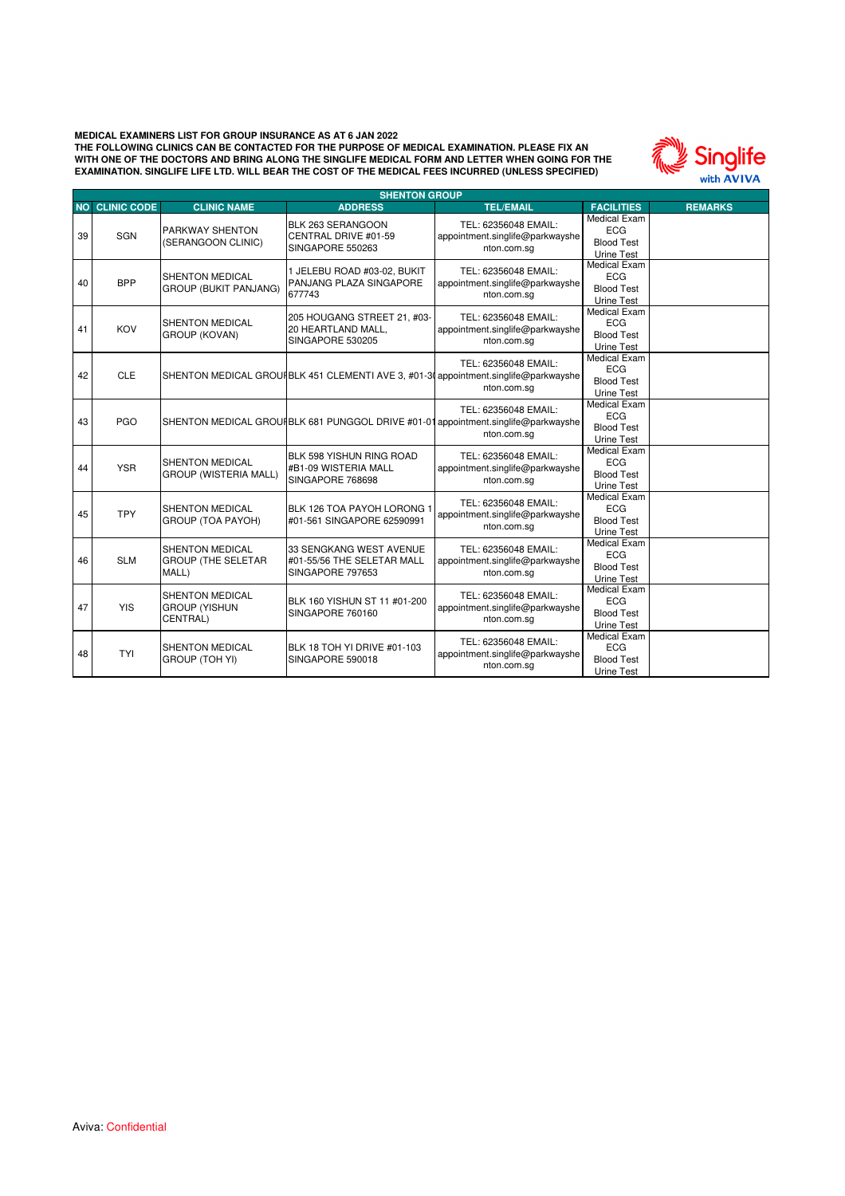**MEDICAL EXAMINERS LIST FOR GROUP INSURANCE AS AT 6 JAN 2022**
**THE FOLLOWING CLINICS CAN BE CONTACTED FOR THE PURPOSE OF MEDICAL EXAMINATION. PLEASE FIX AN WITH ONE OF THE DOCTORS AND BRING ALONG THE SINGLIFE MEDICAL FORM AND LETTER WHEN GOING FOR THE EXAMINATION. SINGLIFE LIFE LTD. WILL BEAR THE COST OF THE MEDICAL FEES INCURRED (UNLESS SPECIFIED)**

Singlife with AVIVA

| SHENTON GROUP | | | | | | |
|---|---|---|---|---|---|---|
| **NO** | **CLINIC CODE** | **CLINIC NAME** | **ADDRESS** | **TEL/EMAIL** | **FACILITIES** | **REMARKS** |
| 39 | SGN | PARKWAY SHENTON (SERANGOON CLINIC) | BLK 263 SERANGOON CENTRAL DRIVE #01-59 SINGAPORE 550263 | TEL: 62356048 EMAIL: appointment.singlife@parkwayshenton.com.sg | Medical Exam ECG Blood Test Urine Test | |
| 40 | BPP | SHENTON MEDICAL GROUP (BUKIT PANJANG) | 1 JELEBU ROAD #03-02, BUKIT PANJANG PLAZA SINGAPORE 677743 | TEL: 62356048 EMAIL: appointment.singlife@parkwayshenton.com.sg | Medical Exam ECG Blood Test Urine Test | |
| 41 | KOV | SHENTON MEDICAL GROUP (KOVAN) | 205 HOUGANG STREET 21, #03-20 HEARTLAND MALL, SINGAPORE 530205 | TEL: 62356048 EMAIL: appointment.singlife@parkwayshenton.com.sg | Medical Exam ECG Blood Test Urine Test | |
| 42 | CLE | SHENTON MEDICAL GROUI | BLK 451 CLEMENTI AVE 3, #01-3( | TEL: 62356048 EMAIL: appointment.singlife@parkwayshenton.com.sg | Medical Exam ECG Blood Test Urine Test | |
| 43 | PGO | SHENTON MEDICAL GROUI | BLK 681 PUNGGOL DRIVE #01-01 | TEL: 62356048 EMAIL: appointment.singlife@parkwayshenton.com.sg | Medical Exam ECG Blood Test Urine Test | |
| 44 | YSR | SHENTON MEDICAL GROUP (WISTERIA MALL) | BLK 598 YISHUN RING ROAD #B1-09 WISTERIA MALL SINGAPORE 768698 | TEL: 62356048 EMAIL: appointment.singlife@parkwayshenton.com.sg | Medical Exam ECG Blood Test Urine Test | |
| 45 | TPY | SHENTON MEDICAL GROUP (TOA PAYOH) | BLK 126 TOA PAYOH LORONG 1 #01-561 SINGAPORE 62590991 | TEL: 62356048 EMAIL: appointment.singlife@parkwayshenton.com.sg | Medical Exam ECG Blood Test Urine Test | |
| 46 | SLM | SHENTON MEDICAL GROUP (THE SELETAR MALL) | 33 SENGKANG WEST AVENUE #01-55/56 THE SELETAR MALL SINGAPORE 797653 | TEL: 62356048 EMAIL: appointment.singlife@parkwayshenton.com.sg | Medical Exam ECG Blood Test Urine Test | |
| 47 | YIS | SHENTON MEDICAL GROUP (YISHUN CENTRAL) | BLK 160 YISHUN ST 11 #01-200 SINGAPORE 760160 | TEL: 62356048 EMAIL: appointment.singlife@parkwayshenton.com.sg | Medical Exam ECG Blood Test Urine Test | |
| 48 | TYI | SHENTON MEDICAL GROUP (TOH YI) | BLK 18 TOH YI DRIVE #01-103 SINGAPORE 590018 | TEL: 62356048 EMAIL: appointment.singlife@parkwayshenton.com.sg | Medical Exam ECG Blood Test Urine Test | |

Aviva: Confidential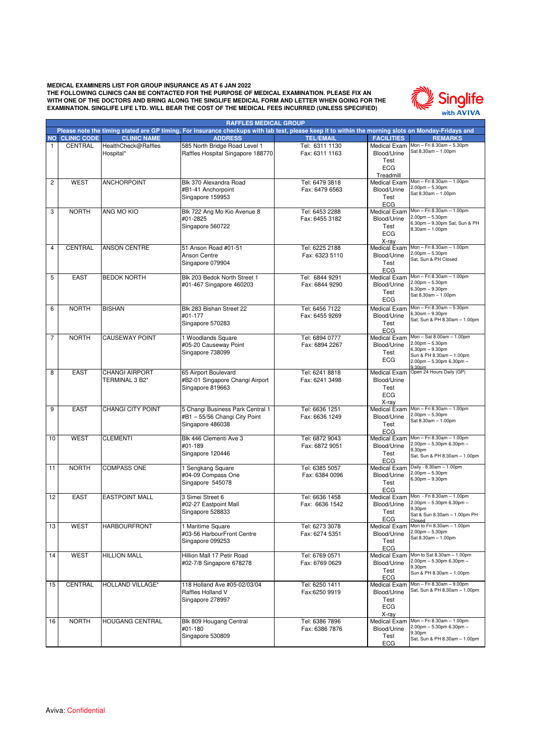**MEDICAL EXAMINERS LIST FOR GROUP INSURANCE AS AT 6 JAN 2022**
**THE FOLLOWING CLINICS CAN BE CONTACTED FOR THE PURPOSE OF MEDICAL EXAMINATION. PLEASE FIX AN WITH ONE OF THE DOCTORS AND BRING ALONG THE SINGLIFE MEDICAL FORM AND LETTER WHEN GOING FOR THE EXAMINATION. SINGLIFE LIFE LTD. WILL BEAR THE COST OF THE MEDICAL FEES INCURRED (UNLESS SPECIFIED)**

Singlife with AVIVA

| RAFFLES MEDICAL GROUP | | | | | | |
|---|---|---|---|---|---|---|
| Please note the timing stated are GP timing. For insurance checkups with lab test, please keep it to within the morning slots on Monday-Fridays and | | | | | | |
| **NO** | **CLINIC CODE** | **CLINIC NAME** | **ADDRESS** | **TEL/EMAIL** | **FACILITIES** | **REMARKS** |
| 1 | CENTRAL | HealthCheck@Raffles Hospital* | 585 North Bridge Road Level 1 Raffles Hospital Singapore 188770 | Tel: 6311 1130 Fax: 6311 1163 | Medical Exam Blood/Urine Test ECG Treadmill | Mon – Fri 8.30am – 5.30pm Sat 8.30am – 1.00pm |
| 2 | WEST | ANCHORPOINT | Blk 370 Alexandra Road #B1-41 Anchorpoint Singapore 159953 | Tel: 6479 3818 Fax: 6479 6563 | Medical Exam Blood/Urine Test ECG | Mon – Fri 8.30am – 1.00pm 2.00pm – 5.30pm Sat 8.30am – 1.00pm |
| 3 | NORTH | ANG MO KIO | Blk 722 Ang Mo Kio Avenue 8 #01-2825 Singapore 560722 | Tel: 6453 2288 Fax: 6455 3182 | Medical Exam Blood/Urine Test ECG X-ray | Mon – Fri 8.30am – 1.00pm 2.00pm – 5.30pm 6.30pm – 9.30pm Sat, Sun & PH 8.30am – 1.00pm |
| 4 | CENTRAL | ANSON CENTRE | 51 Anson Road #01-51 Anson Centre Singapore 079904 | Tel: 6225 2188 Fax: 6323 5110 | Medical Exam Blood/Urine Test ECG | Mon – Fri 8.30am – 1.00pm 2.00pm – 5.30pm Sat, Sun & PH Closed |
| 5 | EAST | BEDOK NORTH | Blk 203 Bedok North Street 1 #01-467 Singapore 460203 | Tel: 6844 9291 Fax: 6844 9290 | Medical Exam Blood/Urine Test ECG | Mon – Fri 8.30am – 1.00pm 2.00pm – 5.30pm 6.30pm – 9.30pm Sat 8.30am – 1.00pm |
| 6 | NORTH | BISHAN | Blk 283 Bishan Street 22 #01-177 Singapore 570283 | Tel: 6456 7122 Fax: 6455 9269 | Medical Exam Blood/Urine Test ECG | Mon – Fri 8.30am – 5.30pm 6.30am – 9.30pm Sat, Sun & PH 8.30am – 1.00pm |
| 7 | NORTH | CAUSEWAY POINT | 1 Woodlands Square #05-20 Causeway Point Singapore 738099 | Tel: 6894 0777 Fax: 6894 2267 | Medical Exam Blood/Urine Test ECG | Mon – Sat 8.00am – 1.00pm 2.00pm – 5.30pm 6.30pm – 9.30pm Sun & PH 8.30am – 1.00pm 2.00pm – 5.30pm 6.30pm – 9.30pm |
| 8 | EAST | CHANGI AIRPORT TERMINAL 3 B2* | 65 Airport Boulevard #B2-01 Singapore Changi Airport Singapore 819663 | Tel: 6241 8818 Fax: 6241 3498 | Medical Exam Blood/Urine Test ECG X-ray | Open 24 Hours Daily (GP) |
| 9 | EAST | CHANGI CITY POINT | 5 Changi Business Park Central 1 #B1 – 55/56 Changi City Point Singapore 486038 | Tel: 6636 1251 Fax: 6636 1249 | Medical Exam Blood/Urine Test ECG | Mon – Fri 8.30am – 1.00pm 2.00pm – 5.30pm Sat 8.30am – 1.00pm |
| 10 | WEST | CLEMENTI | Blk 446 Clementi Ave 3 #01-189 Singapore 120446 | Tel: 6872 9043 Fax: 6872 9051 | Medical Exam Blood/Urine Test ECG | Mon – Fri 8.30am – 1.00pm 2.00pm – 5.30pm 6.30pm – 9.30pm Sat, Sun & PH 8.30am – 1.00pm |
| 11 | NORTH | COMPASS ONE | 1 Sengkang Square #04-09 Compass One Singapore 545078 | Tel: 6385 5057 Fax: 6384 0096 | Medical Exam Blood/Urine Test ECG | Daily - 8.30am – 1.00pm 2.00pm – 5.30pm 6.30pm – 9.30pm |
| 12 | EAST | EASTPOINT MALL | 3 Simei Street 6 #02-27 Eastpoint Mall Singapore 528833 | Tel: 6636 1458 Fax: 6636 1542 | Medical Exam Blood/Urine Test ECG | Mon - Fri 8.30am – 1.00pm 2.00pm – 5.30pm 6.30pm – 9.30pm Sat & Sun 8.30am – 1.00pm PH Closed |
| 13 | WEST | HARBOURFRONT | 1 Maritime Square #03-56 HarbourFront Centre Singapore 099253 | Tel: 6273 3078 Fax: 6274 5351 | Medical Exam Blood/Urine Test ECG | Mon to Fri 8.30am – 1.00pm 2.00pm – 5.30pm Sat 8.30am – 1.00pm |
| 14 | WEST | HILLION MALL | Hillion Mall 17 Petir Road #02-7/8 Singapore 678278 | Tel: 6769 0571 Fax: 6769 0629 | Medical Exam Blood/Urine Test ECG | Mon to Sat 8.30am – 1.00pm 2.00pm – 5.30pm 6.30pm – 9.30pm Sun & PH 8.30am – 1.00pm |
| 15 | CENTRAL | HOLLAND VILLAGE* | 118 Holland Ave #05-02/03/04 Raffles Holland V Singapore 278997 | Tel: 6250 1411 Fax:6250 9919 | Medical Exam Blood/Urine Test ECG X-ray | Mon – Fri 8.30am – 9.00pm Sat, Sun & PH 8.30am – 1.00pm |
| 16 | NORTH | HOUGANG CENTRAL | Blk 809 Hougang Central #01-180 Singapore 530809 | Tel: 6386 7896 Fax: 6386 7876 | Medical Exam Blood/Urine Test ECG | Mon – Fri 8.30am – 1.00pm 2.00pm – 5.30pm 6.30pm – 9.30pm Sat, Sun & PH 8.30am – 1.00pm |

Aviva: Confidential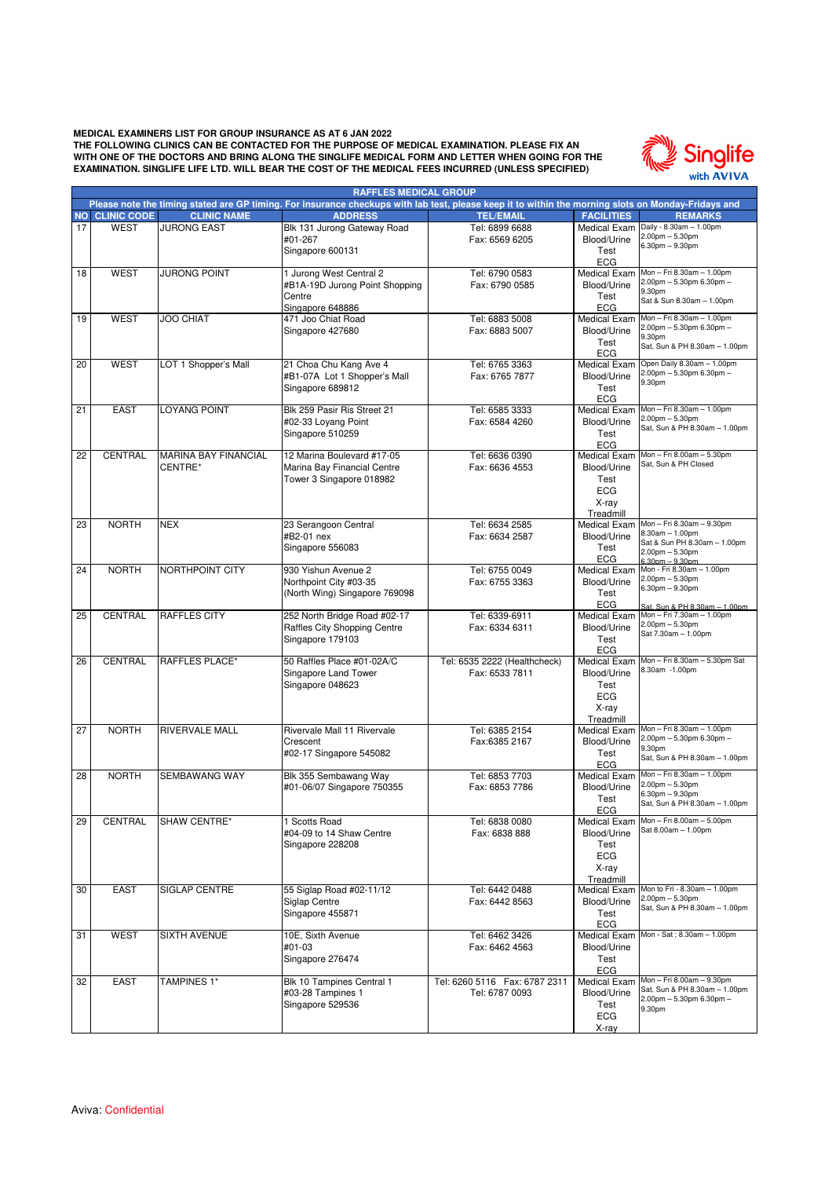**MEDICAL EXAMINERS LIST FOR GROUP INSURANCE AS AT 6 JAN 2022**
**THE FOLLOWING CLINICS CAN BE CONTACTED FOR THE PURPOSE OF MEDICAL EXAMINATION. PLEASE FIX AN WITH ONE OF THE DOCTORS AND BRING ALONG THE SINGLIFE MEDICAL FORM AND LETTER WHEN GOING FOR THE EXAMINATION. SINGLIFE LIFE LTD. WILL BEAR THE COST OF THE MEDICAL FEES INCURRED (UNLESS SPECIFIED)**

Singlife with AVIVA

**RAFFLES MEDICAL GROUP**

Please note the timing stated are GP timing. For insurance checkups with lab test, please keep it to within the morning slots on Monday-Fridays and

| NO | CLINIC CODE | CLINIC NAME | ADDRESS | TEL/EMAIL | FACILITIES | REMARKS |
|---|---|---|---|---|---|---|
| 17 | WEST | JURONG EAST | Blk 131 Jurong Gateway Road #01-267 Singapore 600131 | Tel: 6899 6688 Fax: 6569 6205 | Medical Exam Blood/Urine Test ECG | Daily - 8.30am – 1.00pm 2.00pm – 5.30pm 6.30pm – 9.30pm |
| 18 | WEST | JURONG POINT | 1 Jurong West Central 2 #B1A-19D Jurong Point Shopping Centre Singapore 648886 | Tel: 6790 0583 Fax: 6790 0585 | Medical Exam Blood/Urine Test ECG | Mon – Fri 8.30am – 1.00pm 2.00pm – 5.30pm 6.30pm – 9.30pm Sat & Sun 8.30am – 1.00pm |
| 19 | WEST | JOO CHIAT | 471 Joo Chiat Road Singapore 427680 | Tel: 6883 5008 Fax: 6883 5007 | Medical Exam Blood/Urine Test ECG | Mon – Fri 8.30am – 1.00pm 2.00pm – 5.30pm 6.30pm – 9.30pm Sat, Sun & PH 8.30am – 1.00pm |
| 20 | WEST | LOT 1 Shopper's Mall | 21 Choa Chu Kang Ave 4 #B1-07A Lot 1 Shopper's Mall Singapore 689812 | Tel: 6765 3363 Fax: 6765 7877 | Medical Exam Blood/Urine Test ECG | Open Daily 8.30am – 1.00pm 2.00pm – 5.30pm 6.30pm – 9.30pm |
| 21 | EAST | LOYANG POINT | Blk 259 Pasir Ris Street 21 #02-33 Loyang Point Singapore 510259 | Tel: 6585 3333 Fax: 6584 4260 | Medical Exam Blood/Urine Test ECG | Mon – Fri 8.30am – 1.00pm 2.00pm – 5.30pm Sat, Sun & PH 8.30am – 1.00pm |
| 22 | CENTRAL | MARINA BAY FINANCIAL CENTRE* | 12 Marina Boulevard #17-05 Marina Bay Financial Centre Tower 3 Singapore 018982 | Tel: 6636 0390 Fax: 6636 4553 | Medical Exam Blood/Urine Test ECG X-ray Treadmill | Mon – Fri 8.00am – 5.30pm Sat, Sun & PH Closed |
| 23 | NORTH | NEX | 23 Serangoon Central #B2-01 nex Singapore 556083 | Tel: 6634 2585 Fax: 6634 2587 | Medical Exam Blood/Urine Test ECG | Mon – Fri 8.30am – 9.30pm 8.30am – 1.00pm Sat & Sun PH 8.30am – 1.00pm 2.00pm – 5.30pm 6.30pm – 9.30pm |
| 24 | NORTH | NORTHPOINT CITY | 930 Yishun Avenue 2 Northpoint City #03-35 (North Wing) Singapore 769098 | Tel: 6755 0049 Fax: 6755 3363 | Medical Exam Blood/Urine Test ECG | Mon - Fri 8.30am – 1.00pm 2.00pm – 5.30pm 6.30pm – 9.30pm Sat, Sun & PH 8.30am – 1.00pm |
| 25 | CENTRAL | RAFFLES CITY | 252 North Bridge Road #02-17 Raffles City Shopping Centre Singapore 179103 | Tel: 6339-6911 Fax: 6334 6311 | Medical Exam Blood/Urine Test ECG | Mon – Fri 7.30am – 1.00pm 2.00pm – 5.30pm Sat 7.30am – 1.00pm |
| 26 | CENTRAL | RAFFLES PLACE* | 50 Raffles Place #01-02A/C Singapore Land Tower Singapore 048623 | Tel: 6535 2222 (Healthcheck) Fax: 6533 7811 | Medical Exam Blood/Urine Test ECG X-ray Treadmill | Mon – Fri 8.30am – 5.30pm Sat 8.30am -1.00pm |
| 27 | NORTH | RIVERVALE MALL | Rivervale Mall 11 Rivervale Crescent #02-17 Singapore 545082 | Tel: 6385 2154 Fax:6385 2167 | Medical Exam Blood/Urine Test ECG | Mon – Fri 8.30am – 1.00pm 2.00pm – 5.30pm 6.30pm – 9.30pm Sat, Sun & PH 8.30am – 1.00pm |
| 28 | NORTH | SEMBAWANG WAY | Blk 355 Sembawang Way #01-06/07 Singapore 750355 | Tel: 6853 7703 Fax: 6853 7786 | Medical Exam Blood/Urine Test ECG | Mon – Fri 8.30am – 1.00pm 2.00pm – 5.30pm 6.30pm – 9.30pm Sat, Sun & PH 8.30am – 1.00pm |
| 29 | CENTRAL | SHAW CENTRE* | 1 Scotts Road #04-09 to 14 Shaw Centre Singapore 228208 | Tel: 6838 0080 Fax: 6838 888 | Medical Exam Blood/Urine Test ECG X-ray Treadmill | Mon – Fri 8.00am – 5.00pm Sat 8.00am – 1.00pm |
| 30 | EAST | SIGLAP CENTRE | 55 Siglap Road #02-11/12 Siglap Centre Singapore 455871 | Tel: 6442 0488 Fax: 6442 8563 | Medical Exam Blood/Urine Test ECG | Mon to Fri - 8.30am – 1.00pm 2.00pm – 5.30pm Sat, Sun & PH 8.30am – 1.00pm |
| 31 | WEST | SIXTH AVENUE | 10E, Sixth Avenue #01-03 Singapore 276474 | Tel: 6462 3426 Fax: 6462 4563 | Medical Exam Blood/Urine Test ECG | Mon - Sat ; 8.30am – 1.00pm |
| 32 | EAST | TAMPINES 1* | Blk 10 Tampines Central 1 #03-28 Tampines 1 Singapore 529536 | Tel: 6260 5116 Fax: 6787 2311 Tel: 6787 0093 | Medical Exam Blood/Urine Test ECG X-ray | Mon – Fri 8.00am – 9.30pm Sat, Sun & PH 8.30am – 1.00pm 2.00pm – 5.30pm 6.30pm – 9.30pm |

Aviva: Confidential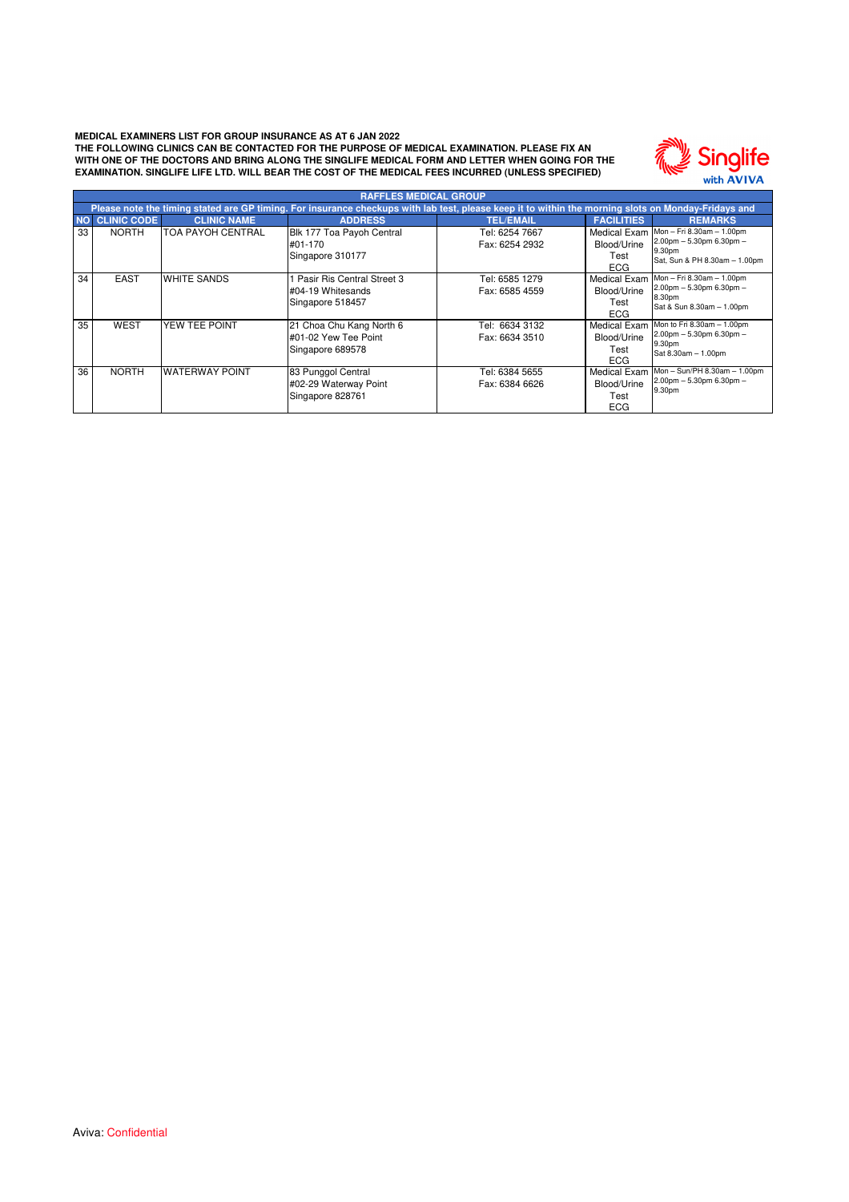**MEDICAL EXAMINERS LIST FOR GROUP INSURANCE AS AT 6 JAN 2022**
**THE FOLLOWING CLINICS CAN BE CONTACTED FOR THE PURPOSE OF MEDICAL EXAMINATION. PLEASE FIX AN WITH ONE OF THE DOCTORS AND BRING ALONG THE SINGLIFE MEDICAL FORM AND LETTER WHEN GOING FOR THE EXAMINATION. SINGLIFE LIFE LTD. WILL BEAR THE COST OF THE MEDICAL FEES INCURRED (UNLESS SPECIFIED)**

Singlife with AVIVA

| RAFFLES MEDICAL GROUP | | | | | | |
|---|---|---|---|---|---|---|
| Please note the timing stated are GP timing. For insurance checkups with lab test, please keep it to within the morning slots on Monday-Fridays and | | | | | | |
| **NO** | **CLINIC CODE** | **CLINIC NAME** | **ADDRESS** | **TEL/EMAIL** | **FACILITIES** | **REMARKS** |
| 33 | NORTH | TOA PAYOH CENTRAL | Blk 177 Toa Payoh Central<br>#01-170<br>Singapore 310177 | Tel: 6254 7667<br>Fax: 6254 2932 | Medical Exam<br>Blood/Urine Test<br>ECG | Mon – Fri 8.30am – 1.00pm<br>2.00pm – 5.30pm 6.30pm – 9.30pm<br>Sat, Sun & PH 8.30am – 1.00pm |
| 34 | EAST | WHITE SANDS | 1 Pasir Ris Central Street 3<br>#04-19 Whitesands<br>Singapore 518457 | Tel: 6585 1279<br>Fax: 6585 4559 | Medical Exam<br>Blood/Urine Test<br>ECG | Mon – Fri 8.30am – 1.00pm<br>2.00pm – 5.30pm 6.30pm – 8.30pm<br>Sat & Sun 8.30am – 1.00pm |
| 35 | WEST | YEW TEE POINT | 21 Choa Chu Kang North 6<br>#01-02 Yew Tee Point<br>Singapore 689578 | Tel: 6634 3132<br>Fax: 6634 3510 | Medical Exam<br>Blood/Urine Test<br>ECG | Mon to Fri 8.30am – 1.00pm<br>2.00pm – 5.30pm 6.30pm – 9.30pm<br>Sat 8.30am – 1.00pm |
| 36 | NORTH | WATERWAY POINT | 83 Punggol Central<br>#02-29 Waterway Point<br>Singapore 828761 | Tel: 6384 5655<br>Fax: 6384 6626 | Medical Exam<br>Blood/Urine Test<br>ECG | Mon – Sun/PH 8.30am – 1.00pm<br>2.00pm – 5.30pm 6.30pm – 9.30pm |

Aviva: Confidential